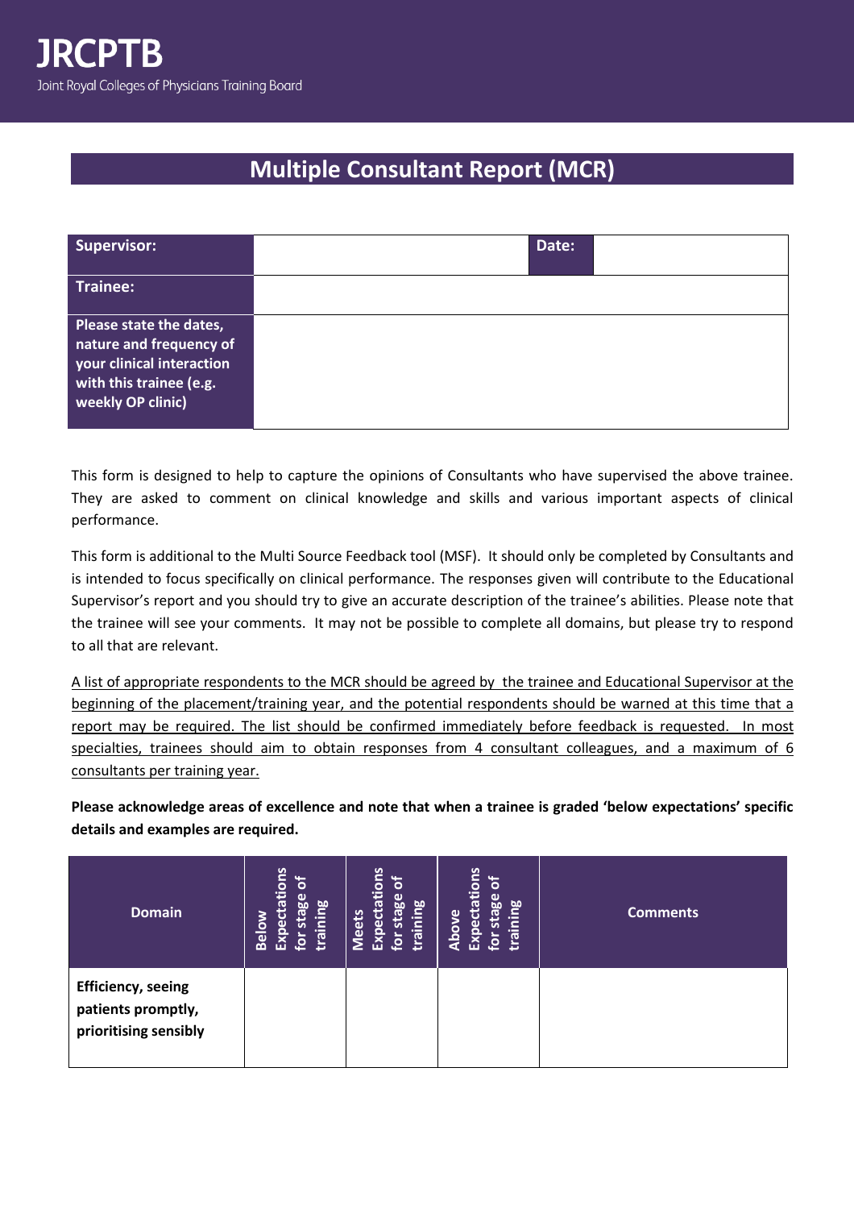**JRCPTB**
Joint Royal Colleges of Physicians Training Board

# Multiple Consultant Report (MCR)

| **Supervisor:** | | **Date:** | |
|---|---|---|---|
| **Trainee:** | | | |
| **Please state the dates, nature and frequency of your clinical interaction with this trainee (e.g. weekly OP clinic)** | | | |

This form is designed to help to capture the opinions of Consultants who have supervised the above trainee. They are asked to comment on clinical knowledge and skills and various important aspects of clinical performance.

This form is additional to the Multi Source Feedback tool (MSF). It should only be completed by Consultants and is intended to focus specifically on clinical performance. The responses given will contribute to the Educational Supervisor's report and you should try to give an accurate description of the trainee's abilities. Please note that the trainee will see your comments. It may not be possible to complete all domains, but please try to respond to all that are relevant.

A list of appropriate respondents to the MCR should be agreed by the trainee and Educational Supervisor at the beginning of the placement/training year, and the potential respondents should be warned at this time that a report may be required. The list should be confirmed immediately before feedback is requested. In most specialties, trainees should aim to obtain responses from 4 consultant colleagues, and a maximum of 6 consultants per training year.

**Please acknowledge areas of excellence and note that when a trainee is graded 'below expectations' specific details and examples are required.**

| Domain | Below Expectations for stage of training | Meets Expectations for stage of training | Above Expectations for stage of training | Comments |
|---|---|---|---|---|
| **Efficiency, seeing patients promptly, prioritising sensibly** | | | | |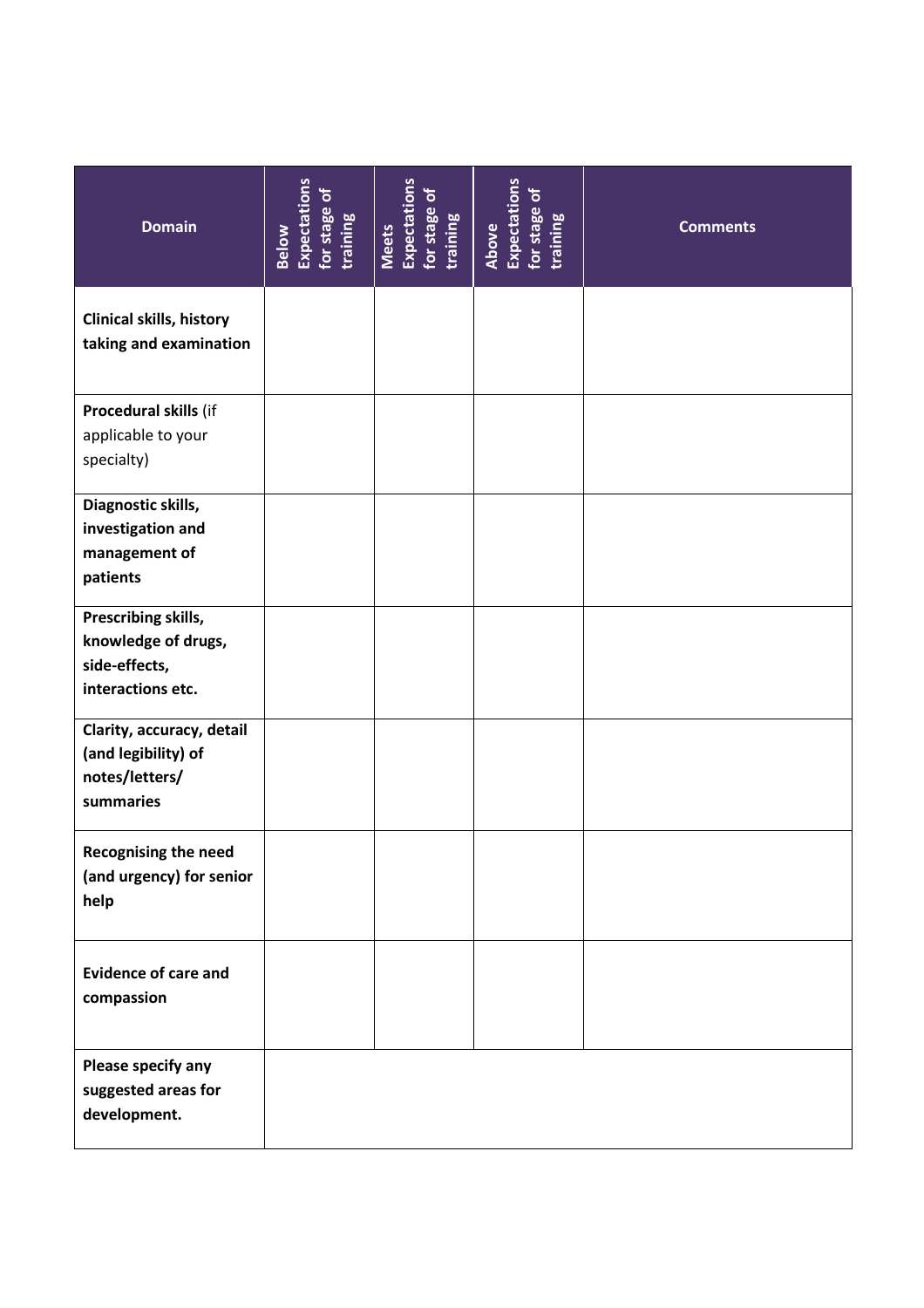| Domain | Below Expectations for stage of training | Meets Expectations for stage of training | Above Expectations for stage of training | Comments |
|---|---|---|---|---|
| **Clinical skills, history taking and examination** | | | | |
| **Procedural skills** (if applicable to your specialty) | | | | |
| **Diagnostic skills, investigation and management of patients** | | | | |
| **Prescribing skills, knowledge of drugs, side-effects, interactions etc.** | | | | |
| **Clarity, accuracy, detail (and legibility) of notes/letters/ summaries** | | | | |
| **Recognising the need (and urgency) for senior help** | | | | |
| **Evidence of care and compassion** | | | | |
| **Please specify any suggested areas for development.** | | | | |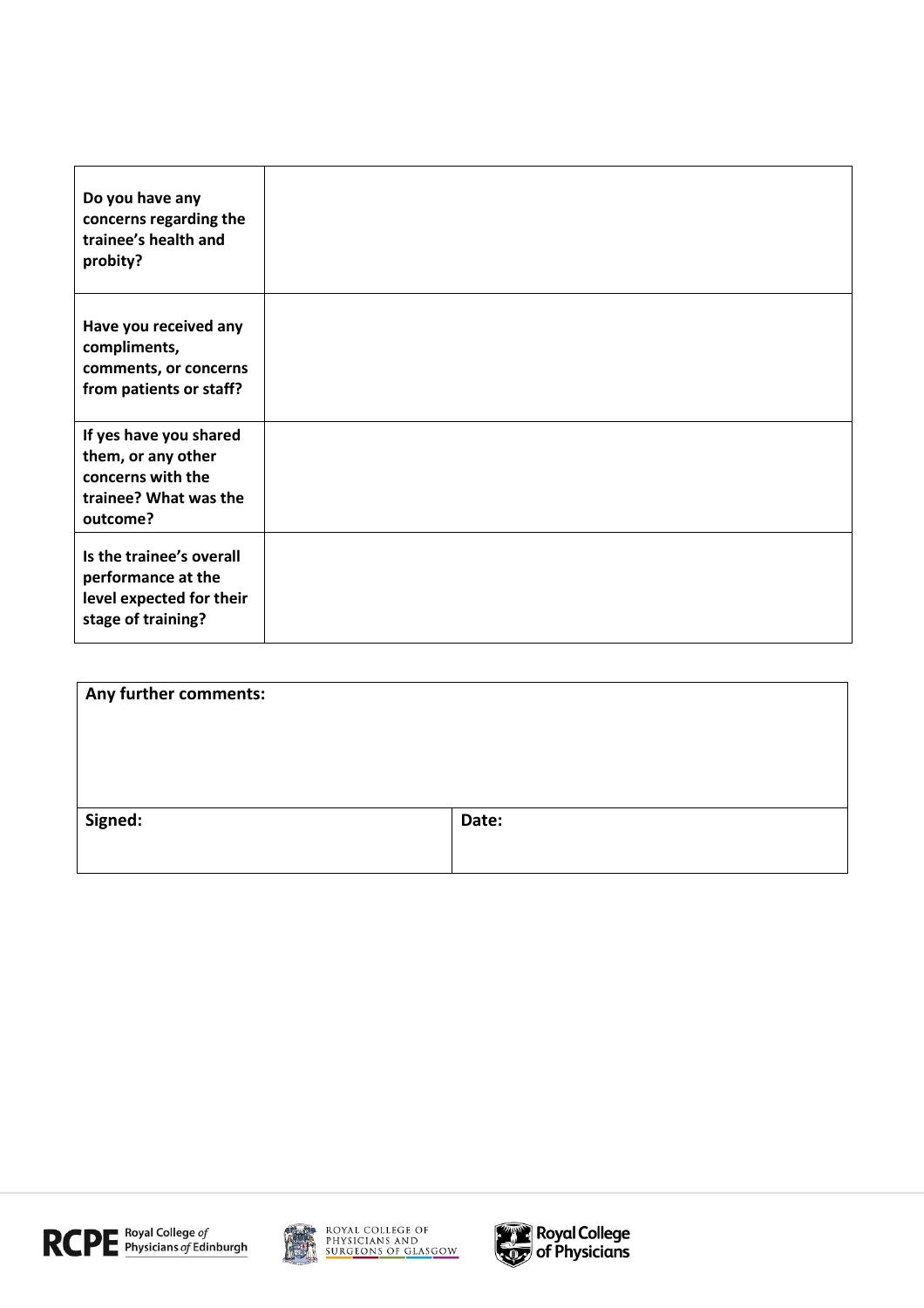| | |
|---|---|
| **Do you have any concerns regarding the trainee's health and probity?** | |
| **Have you received any compliments, comments, or concerns from patients or staff?** | |
| **If yes have you shared them, or any other concerns with the trainee? What was the outcome?** | |
| **Is the trainee's overall performance at the level expected for their stage of training?** | |

| | |
|---|---|
| **Any further comments:** | |
| **Signed:** | **Date:** |